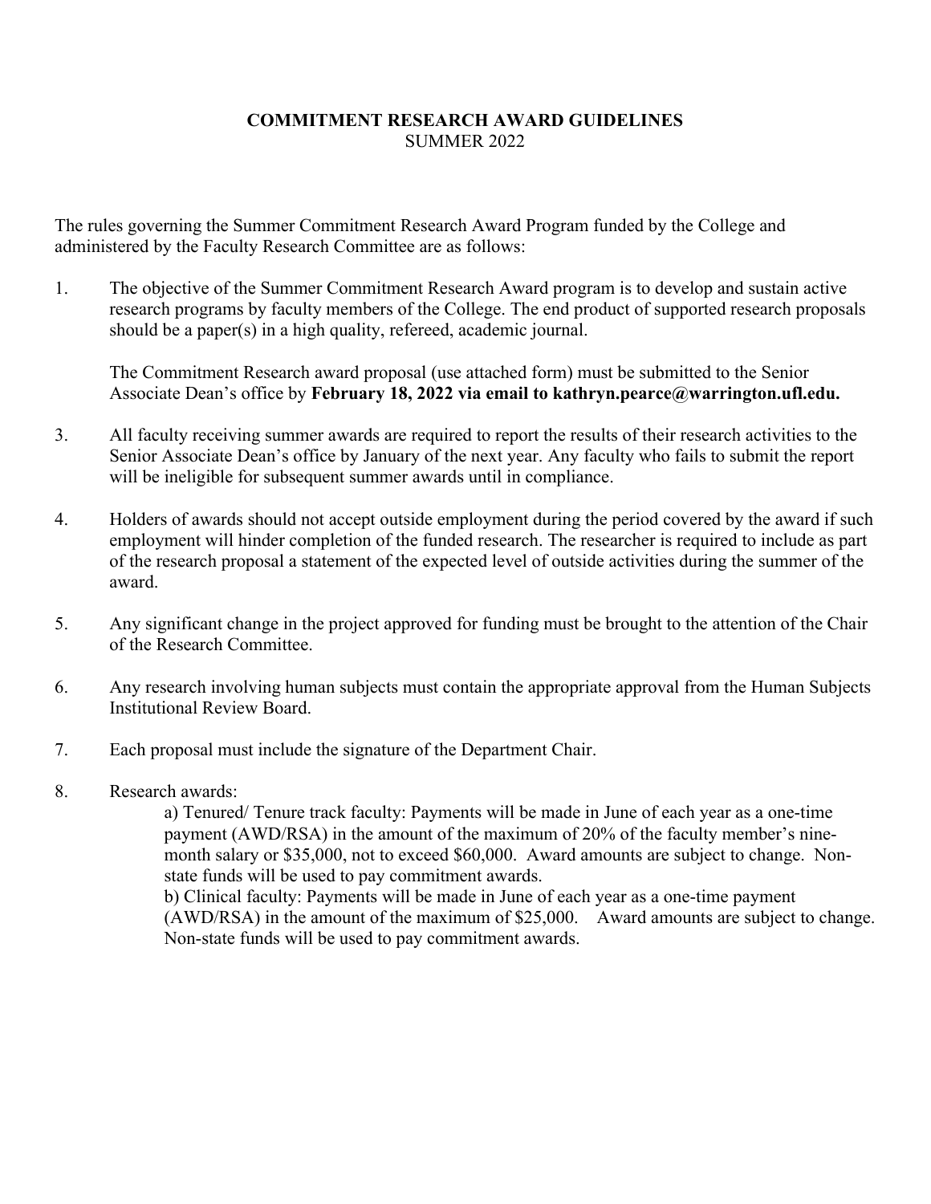**COMMITMENT RESEARCH AWARD GUIDELINES**
SUMMER 2022

The rules governing the Summer Commitment Research Award Program funded by the College and administered by the Faculty Research Committee are as follows:

1. The objective of the Summer Commitment Research Award program is to develop and sustain active research programs by faculty members of the College. The end product of supported research proposals should be a paper(s) in a high quality, refereed, academic journal.

   The Commitment Research award proposal (use attached form) must be submitted to the Senior Associate Dean's office by **February 18, 2022 via email to kathryn.pearce@warrington.ufl.edu.**

3. All faculty receiving summer awards are required to report the results of their research activities to the Senior Associate Dean's office by January of the next year. Any faculty who fails to submit the report will be ineligible for subsequent summer awards until in compliance.

4. Holders of awards should not accept outside employment during the period covered by the award if such employment will hinder completion of the funded research. The researcher is required to include as part of the research proposal a statement of the expected level of outside activities during the summer of the award.

5. Any significant change in the project approved for funding must be brought to the attention of the Chair of the Research Committee.

6. Any research involving human subjects must contain the appropriate approval from the Human Subjects Institutional Review Board.

7. Each proposal must include the signature of the Department Chair.

8. Research awards:

   a) Tenured/ Tenure track faculty: Payments will be made in June of each year as a one-time payment (AWD/RSA) in the amount of the maximum of 20% of the faculty member's nine-month salary or $35,000, not to exceed $60,000. Award amounts are subject to change. Non-state funds will be used to pay commitment awards.

   b) Clinical faculty: Payments will be made in June of each year as a one-time payment (AWD/RSA) in the amount of the maximum of $25,000. Award amounts are subject to change. Non-state funds will be used to pay commitment awards.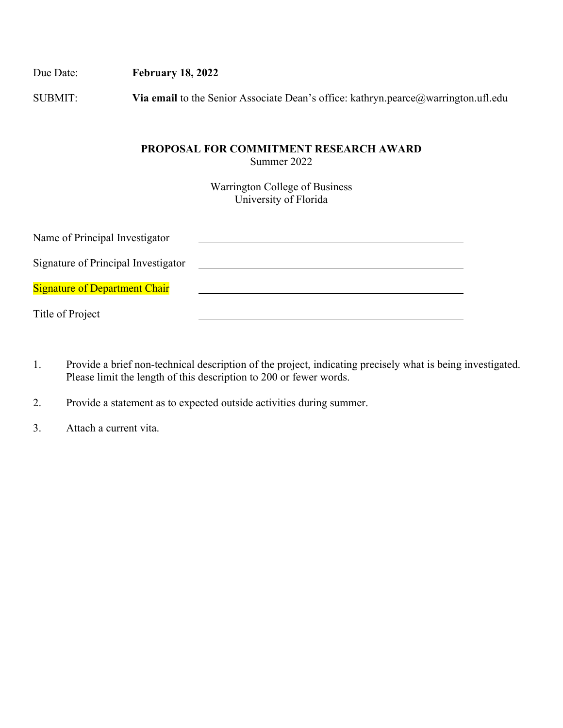Due Date: **February 18, 2022**

SUBMIT: **Via email** to the Senior Associate Dean's office: kathryn.pearce@warrington.ufl.edu

**PROPOSAL FOR COMMITMENT RESEARCH AWARD**
Summer 2022

Warrington College of Business
University of Florida

Name of Principal Investigator \_\_\_\_\_\_\_\_\_\_\_\_\_\_\_\_\_\_\_\_\_\_\_\_\_\_\_\_\_\_\_\_\_\_\_\_\_\_\_\_\_\_\_\_

Signature of Principal Investigator \_\_\_\_\_\_\_\_\_\_\_\_\_\_\_\_\_\_\_\_\_\_\_\_\_\_\_\_\_\_\_\_\_\_\_\_\_\_\_\_\_\_\_\_

Signature of Department Chair \_\_\_\_\_\_\_\_\_\_\_\_\_\_\_\_\_\_\_\_\_\_\_\_\_\_\_\_\_\_\_\_\_\_\_\_\_\_\_\_\_\_\_\_

Title of Project \_\_\_\_\_\_\_\_\_\_\_\_\_\_\_\_\_\_\_\_\_\_\_\_\_\_\_\_\_\_\_\_\_\_\_\_\_\_\_\_\_\_\_\_

1. Provide a brief non-technical description of the project, indicating precisely what is being investigated. Please limit the length of this description to 200 or fewer words.

2. Provide a statement as to expected outside activities during summer.

3. Attach a current vita.